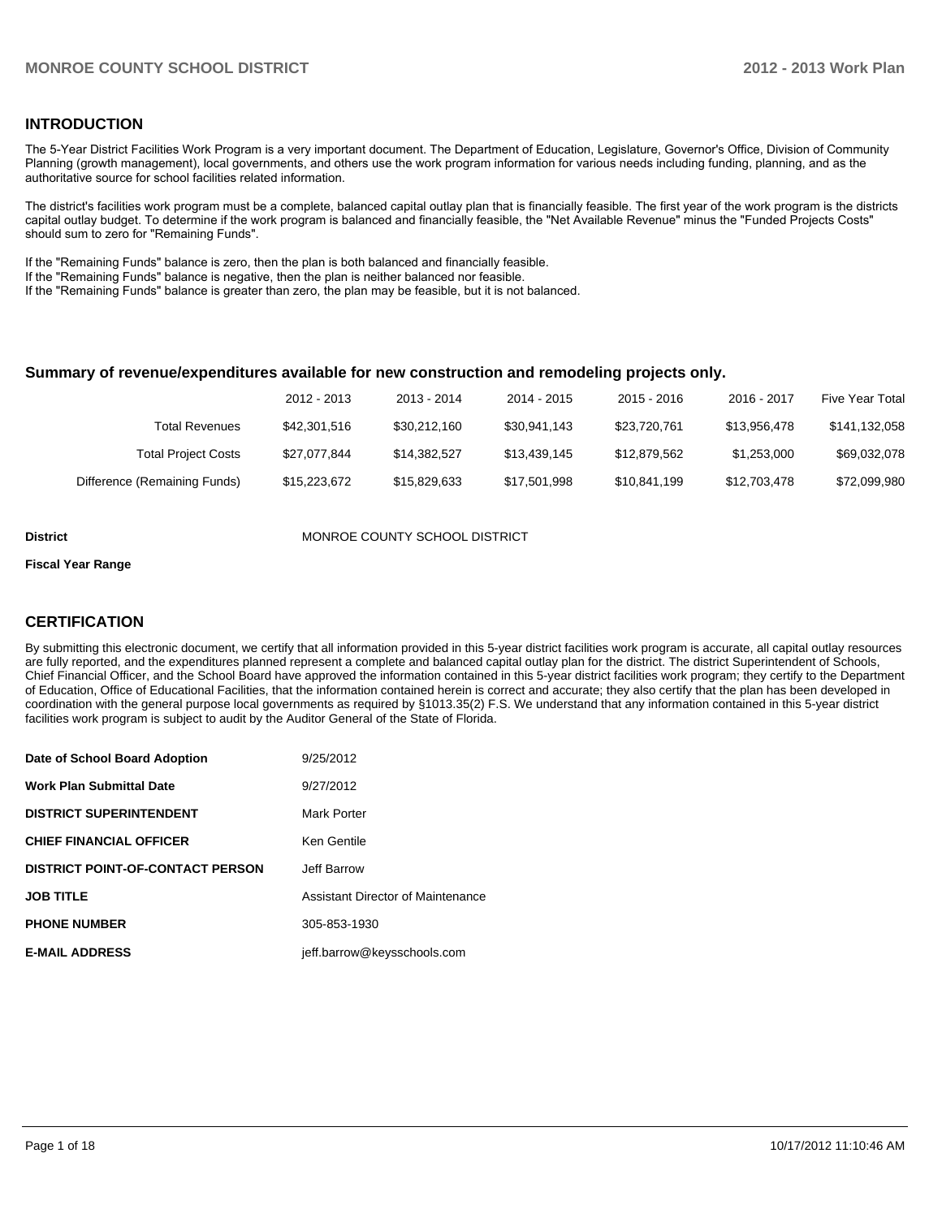## INTRODUCTION

The 5-Year District Facilities Work Program is a very important document. The Department of Education, Legislature, Governor's Office, Division of Community Planning (growth management), local governments, and others use the work program information for various needs including funding, planning, and as the authoritative source for school facilities related information.

The district's facilities work program must be a complete, balanced capital outlay plan that is financially feasible. The first year of the work program is the districts capital outlay budget. To determine if the work program is balanced and financially feasible, the "Net Available Revenue" minus the "Funded Projects Costs" should sum to zero for "Remaining Funds".

If the "Remaining Funds" balance is zero, then the plan is both balanced and financially feasible.
If the "Remaining Funds" balance is negative, then the plan is neither balanced nor feasible.
If the "Remaining Funds" balance is greater than zero, the plan may be feasible, but it is not balanced.

### Summary of revenue/expenditures available for new construction and remodeling projects only.

| | 2012 - 2013 | 2013 - 2014 | 2014 - 2015 | 2015 - 2016 | 2016 - 2017 | Five Year Total |
|---|---|---|---|---|---|---|
| Total Revenues | $42,301,516 | $30,212,160 | $30,941,143 | $23,720,761 | $13,956,478 | $141,132,058 |
| Total Project Costs | $27,077,844 | $14,382,527 | $13,439,145 | $12,879,562 | $1,253,000 | $69,032,078 |
| Difference (Remaining Funds) | $15,223,672 | $15,829,633 | $17,501,998 | $10,841,199 | $12,703,478 | $72,099,980 |

**District** MONROE COUNTY SCHOOL DISTRICT

**Fiscal Year Range**

## CERTIFICATION

By submitting this electronic document, we certify that all information provided in this 5-year district facilities work program is accurate, all capital outlay resources are fully reported, and the expenditures planned represent a complete and balanced capital outlay plan for the district. The district Superintendent of Schools, Chief Financial Officer, and the School Board have approved the information contained in this 5-year district facilities work program; they certify to the Department of Education, Office of Educational Facilities, that the information contained herein is correct and accurate; they also certify that the plan has been developed in coordination with the general purpose local governments as required by §1013.35(2) F.S. We understand that any information contained in this 5-year district facilities work program is subject to audit by the Auditor General of the State of Florida.

| | |
|---|---|
| **Date of School Board Adoption** | 9/25/2012 |
| **Work Plan Submittal Date** | 9/27/2012 |
| **DISTRICT SUPERINTENDENT** | Mark Porter |
| **CHIEF FINANCIAL OFFICER** | Ken Gentile |
| **DISTRICT POINT-OF-CONTACT PERSON** | Jeff Barrow |
| **JOB TITLE** | Assistant Director of Maintenance |
| **PHONE NUMBER** | 305-853-1930 |
| **E-MAIL ADDRESS** | jeff.barrow@keysschools.com |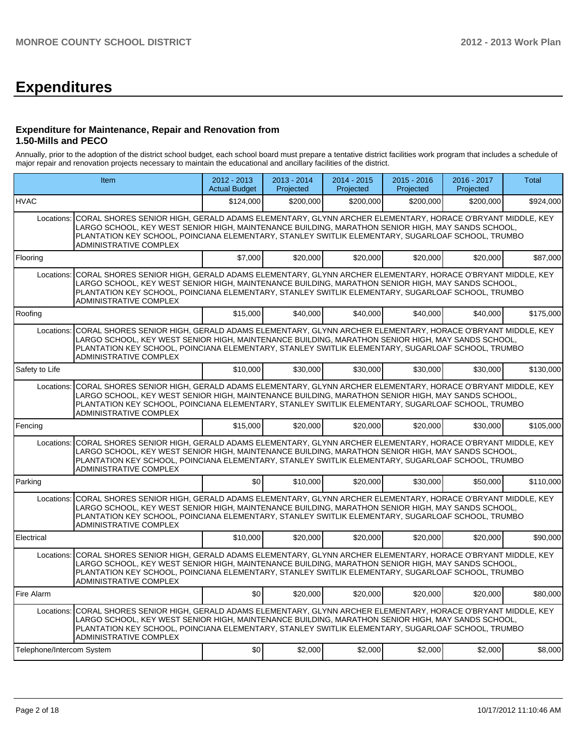# Expenditures

### Expenditure for Maintenance, Repair and Renovation from 1.50-Mills and PECO

Annually, prior to the adoption of the district school budget, each school board must prepare a tentative district facilities work program that includes a schedule of major repair and renovation projects necessary to maintain the educational and ancillary facilities of the district.

| Item | 2012 - 2013 Actual Budget | 2013 - 2014 Projected | 2014 - 2015 Projected | 2015 - 2016 Projected | 2016 - 2017 Projected | Total |
|---|---|---|---|---|---|---|
| HVAC | $124,000 | $200,000 | $200,000 | $200,000 | $200,000 | $924,000 |
| Locations: CORAL SHORES SENIOR HIGH, GERALD ADAMS ELEMENTARY, GLYNN ARCHER ELEMENTARY, HORACE O'BRYANT MIDDLE, KEY LARGO SCHOOL, KEY WEST SENIOR HIGH, MAINTENANCE BUILDING, MARATHON SENIOR HIGH, MAY SANDS SCHOOL, PLANTATION KEY SCHOOL, POINCIANA ELEMENTARY, STANLEY SWITLIK ELEMENTARY, SUGARLOAF SCHOOL, TRUMBO ADMINISTRATIVE COMPLEX | | | | | | |
| Flooring | $7,000 | $20,000 | $20,000 | $20,000 | $20,000 | $87,000 |
| Locations: CORAL SHORES SENIOR HIGH, GERALD ADAMS ELEMENTARY, GLYNN ARCHER ELEMENTARY, HORACE O'BRYANT MIDDLE, KEY LARGO SCHOOL, KEY WEST SENIOR HIGH, MAINTENANCE BUILDING, MARATHON SENIOR HIGH, MAY SANDS SCHOOL, PLANTATION KEY SCHOOL, POINCIANA ELEMENTARY, STANLEY SWITLIK ELEMENTARY, SUGARLOAF SCHOOL, TRUMBO ADMINISTRATIVE COMPLEX | | | | | | |
| Roofing | $15,000 | $40,000 | $40,000 | $40,000 | $40,000 | $175,000 |
| Locations: CORAL SHORES SENIOR HIGH, GERALD ADAMS ELEMENTARY, GLYNN ARCHER ELEMENTARY, HORACE O'BRYANT MIDDLE, KEY LARGO SCHOOL, KEY WEST SENIOR HIGH, MAINTENANCE BUILDING, MARATHON SENIOR HIGH, MAY SANDS SCHOOL, PLANTATION KEY SCHOOL, POINCIANA ELEMENTARY, STANLEY SWITLIK ELEMENTARY, SUGARLOAF SCHOOL, TRUMBO ADMINISTRATIVE COMPLEX | | | | | | |
| Safety to Life | $10,000 | $30,000 | $30,000 | $30,000 | $30,000 | $130,000 |
| Locations: CORAL SHORES SENIOR HIGH, GERALD ADAMS ELEMENTARY, GLYNN ARCHER ELEMENTARY, HORACE O'BRYANT MIDDLE, KEY LARGO SCHOOL, KEY WEST SENIOR HIGH, MAINTENANCE BUILDING, MARATHON SENIOR HIGH, MAY SANDS SCHOOL, PLANTATION KEY SCHOOL, POINCIANA ELEMENTARY, STANLEY SWITLIK ELEMENTARY, SUGARLOAF SCHOOL, TRUMBO ADMINISTRATIVE COMPLEX | | | | | | |
| Fencing | $15,000 | $20,000 | $20,000 | $20,000 | $30,000 | $105,000 |
| Locations: CORAL SHORES SENIOR HIGH, GERALD ADAMS ELEMENTARY, GLYNN ARCHER ELEMENTARY, HORACE O'BRYANT MIDDLE, KEY LARGO SCHOOL, KEY WEST SENIOR HIGH, MAINTENANCE BUILDING, MARATHON SENIOR HIGH, MAY SANDS SCHOOL, PLANTATION KEY SCHOOL, POINCIANA ELEMENTARY, STANLEY SWITLIK ELEMENTARY, SUGARLOAF SCHOOL, TRUMBO ADMINISTRATIVE COMPLEX | | | | | | |
| Parking | $0 | $10,000 | $20,000 | $30,000 | $50,000 | $110,000 |
| Locations: CORAL SHORES SENIOR HIGH, GERALD ADAMS ELEMENTARY, GLYNN ARCHER ELEMENTARY, HORACE O'BRYANT MIDDLE, KEY LARGO SCHOOL, KEY WEST SENIOR HIGH, MAINTENANCE BUILDING, MARATHON SENIOR HIGH, MAY SANDS SCHOOL, PLANTATION KEY SCHOOL, POINCIANA ELEMENTARY, STANLEY SWITLIK ELEMENTARY, SUGARLOAF SCHOOL, TRUMBO ADMINISTRATIVE COMPLEX | | | | | | |
| Electrical | $10,000 | $20,000 | $20,000 | $20,000 | $20,000 | $90,000 |
| Locations: CORAL SHORES SENIOR HIGH, GERALD ADAMS ELEMENTARY, GLYNN ARCHER ELEMENTARY, HORACE O'BRYANT MIDDLE, KEY LARGO SCHOOL, KEY WEST SENIOR HIGH, MAINTENANCE BUILDING, MARATHON SENIOR HIGH, MAY SANDS SCHOOL, PLANTATION KEY SCHOOL, POINCIANA ELEMENTARY, STANLEY SWITLIK ELEMENTARY, SUGARLOAF SCHOOL, TRUMBO ADMINISTRATIVE COMPLEX | | | | | | |
| Fire Alarm | $0 | $20,000 | $20,000 | $20,000 | $20,000 | $80,000 |
| Locations: CORAL SHORES SENIOR HIGH, GERALD ADAMS ELEMENTARY, GLYNN ARCHER ELEMENTARY, HORACE O'BRYANT MIDDLE, KEY LARGO SCHOOL, KEY WEST SENIOR HIGH, MAINTENANCE BUILDING, MARATHON SENIOR HIGH, MAY SANDS SCHOOL, PLANTATION KEY SCHOOL, POINCIANA ELEMENTARY, STANLEY SWITLIK ELEMENTARY, SUGARLOAF SCHOOL, TRUMBO ADMINISTRATIVE COMPLEX | | | | | | |
| Telephone/Intercom System | $0 | $2,000 | $2,000 | $2,000 | $2,000 | $8,000 |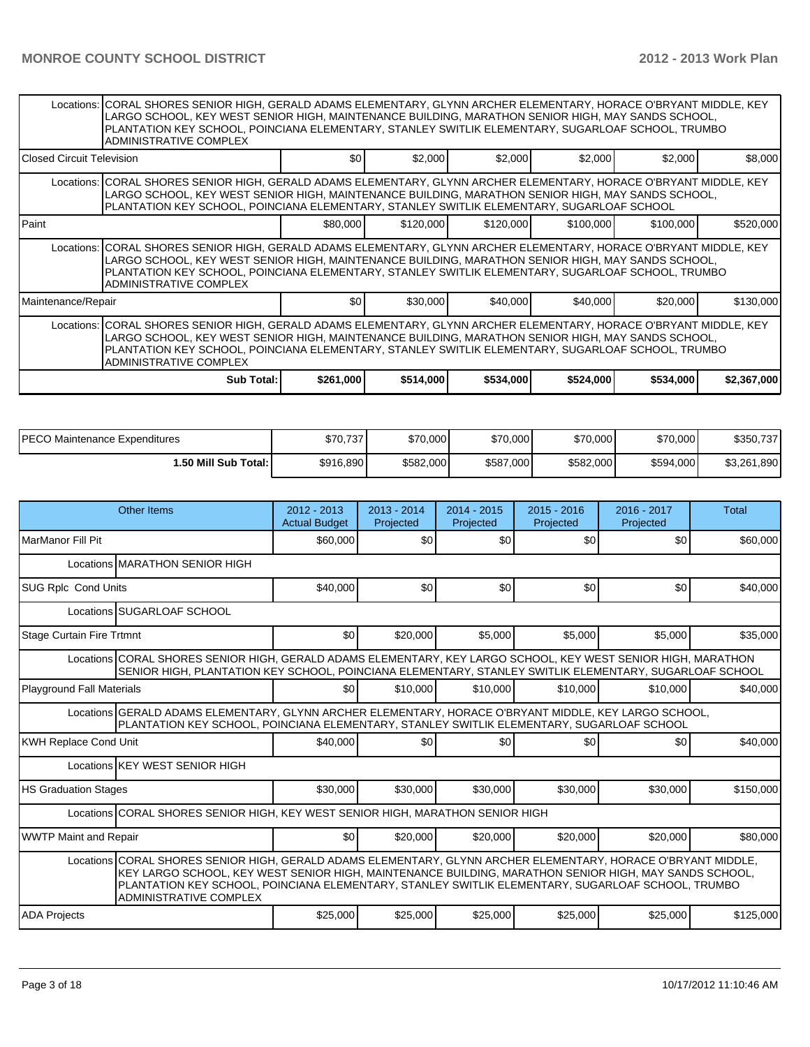| | | | | | | |
|---|---|---|---|---|---|---|
| Locations: | CORAL SHORES SENIOR HIGH, GERALD ADAMS ELEMENTARY, GLYNN ARCHER ELEMENTARY, HORACE O'BRYANT MIDDLE, KEY LARGO SCHOOL, KEY WEST SENIOR HIGH, MAINTENANCE BUILDING, MARATHON SENIOR HIGH, MAY SANDS SCHOOL, PLANTATION KEY SCHOOL, POINCIANA ELEMENTARY, STANLEY SWITLIK ELEMENTARY, SUGARLOAF SCHOOL, TRUMBO ADMINISTRATIVE COMPLEX | | | | | |
| Closed Circuit Television | $0 | $2,000 | $2,000 | $2,000 | $2,000 | $8,000 |
| Locations: | CORAL SHORES SENIOR HIGH, GERALD ADAMS ELEMENTARY, GLYNN ARCHER ELEMENTARY, HORACE O'BRYANT MIDDLE, KEY LARGO SCHOOL, KEY WEST SENIOR HIGH, MAINTENANCE BUILDING, MARATHON SENIOR HIGH, MAY SANDS SCHOOL, PLANTATION KEY SCHOOL, POINCIANA ELEMENTARY, STANLEY SWITLIK ELEMENTARY, SUGARLOAF SCHOOL | | | | | |
| Paint | $80,000 | $120,000 | $120,000 | $100,000 | $100,000 | $520,000 |
| Locations: | CORAL SHORES SENIOR HIGH, GERALD ADAMS ELEMENTARY, GLYNN ARCHER ELEMENTARY, HORACE O'BRYANT MIDDLE, KEY LARGO SCHOOL, KEY WEST SENIOR HIGH, MAINTENANCE BUILDING, MARATHON SENIOR HIGH, MAY SANDS SCHOOL, PLANTATION KEY SCHOOL, POINCIANA ELEMENTARY, STANLEY SWITLIK ELEMENTARY, SUGARLOAF SCHOOL, TRUMBO ADMINISTRATIVE COMPLEX | | | | | |
| Maintenance/Repair | $0 | $30,000 | $40,000 | $40,000 | $20,000 | $130,000 |
| Locations: | CORAL SHORES SENIOR HIGH, GERALD ADAMS ELEMENTARY, GLYNN ARCHER ELEMENTARY, HORACE O'BRYANT MIDDLE, KEY LARGO SCHOOL, KEY WEST SENIOR HIGH, MAINTENANCE BUILDING, MARATHON SENIOR HIGH, MAY SANDS SCHOOL, PLANTATION KEY SCHOOL, POINCIANA ELEMENTARY, STANLEY SWITLIK ELEMENTARY, SUGARLOAF SCHOOL, TRUMBO ADMINISTRATIVE COMPLEX | | | | | |
| **Sub Total:** | **$261,000** | **$514,000** | **$534,000** | **$524,000** | **$534,000** | **$2,367,000** |

| | | | | | | |
|---|---|---|---|---|---|---|
| PECO Maintenance Expenditures | $70,737 | $70,000 | $70,000 | $70,000 | $70,000 | $350,737 |
| **1.50 Mill Sub Total:** | $916,890 | $582,000 | $587,000 | $582,000 | $594,000 | $3,261,890 |

| Other Items | 2012 - 2013 Actual Budget | 2013 - 2014 Projected | 2014 - 2015 Projected | 2015 - 2016 Projected | 2016 - 2017 Projected | Total |
|---|---|---|---|---|---|---|
| MarManor Fill Pit | $60,000 | $0 | $0 | $0 | $0 | $60,000 |
| Locations | MARATHON SENIOR HIGH | | | | | |
| SUG Rplc Cond Units | $40,000 | $0 | $0 | $0 | $0 | $40,000 |
| Locations | SUGARLOAF SCHOOL | | | | | |
| Stage Curtain Fire Trtmnt | $0 | $20,000 | $5,000 | $5,000 | $5,000 | $35,000 |
| Locations | CORAL SHORES SENIOR HIGH, GERALD ADAMS ELEMENTARY, KEY LARGO SCHOOL, KEY WEST SENIOR HIGH, MARATHON SENIOR HIGH, PLANTATION KEY SCHOOL, POINCIANA ELEMENTARY, STANLEY SWITLIK ELEMENTARY, SUGARLOAF SCHOOL | | | | | |
| Playground Fall Materials | $0 | $10,000 | $10,000 | $10,000 | $10,000 | $40,000 |
| Locations | GERALD ADAMS ELEMENTARY, GLYNN ARCHER ELEMENTARY, HORACE O'BRYANT MIDDLE, KEY LARGO SCHOOL, PLANTATION KEY SCHOOL, POINCIANA ELEMENTARY, STANLEY SWITLIK ELEMENTARY, SUGARLOAF SCHOOL | | | | | |
| KWH Replace Cond Unit | $40,000 | $0 | $0 | $0 | $0 | $40,000 |
| Locations | KEY WEST SENIOR HIGH | | | | | |
| HS Graduation Stages | $30,000 | $30,000 | $30,000 | $30,000 | $30,000 | $150,000 |
| Locations | CORAL SHORES SENIOR HIGH, KEY WEST SENIOR HIGH, MARATHON SENIOR HIGH | | | | | |
| WWTP Maint and Repair | $0 | $20,000 | $20,000 | $20,000 | $20,000 | $80,000 |
| Locations | CORAL SHORES SENIOR HIGH, GERALD ADAMS ELEMENTARY, GLYNN ARCHER ELEMENTARY, HORACE O'BRYANT MIDDLE, KEY LARGO SCHOOL, KEY WEST SENIOR HIGH, MAINTENANCE BUILDING, MARATHON SENIOR HIGH, MAY SANDS SCHOOL, PLANTATION KEY SCHOOL, POINCIANA ELEMENTARY, STANLEY SWITLIK ELEMENTARY, SUGARLOAF SCHOOL, TRUMBO ADMINISTRATIVE COMPLEX | | | | | |
| ADA Projects | $25,000 | $25,000 | $25,000 | $25,000 | $25,000 | $125,000 |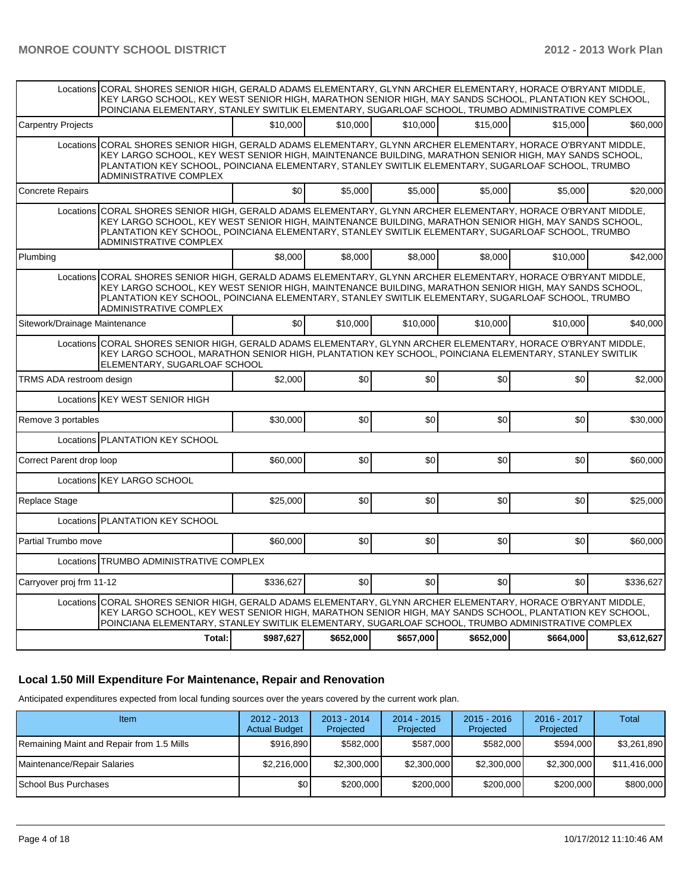| | | | | | | |
|---|---|---|---|---|---|---|
| Locations | CORAL SHORES SENIOR HIGH, GERALD ADAMS ELEMENTARY, GLYNN ARCHER ELEMENTARY, HORACE O'BRYANT MIDDLE, KEY LARGO SCHOOL, KEY WEST SENIOR HIGH, MARATHON SENIOR HIGH, MAY SANDS SCHOOL, PLANTATION KEY SCHOOL, POINCIANA ELEMENTARY, STANLEY SWITLIK ELEMENTARY, SUGARLOAF SCHOOL, TRUMBO ADMINISTRATIVE COMPLEX | | | | | |
| Carpentry Projects | | $10,000 | $10,000 | $10,000 | $15,000 | $15,000 | $60,000 |
| Locations | CORAL SHORES SENIOR HIGH, GERALD ADAMS ELEMENTARY, GLYNN ARCHER ELEMENTARY, HORACE O'BRYANT MIDDLE, KEY LARGO SCHOOL, KEY WEST SENIOR HIGH, MAINTENANCE BUILDING, MARATHON SENIOR HIGH, MAY SANDS SCHOOL, PLANTATION KEY SCHOOL, POINCIANA ELEMENTARY, STANLEY SWITLIK ELEMENTARY, SUGARLOAF SCHOOL, TRUMBO ADMINISTRATIVE COMPLEX | | | | | |
| Concrete Repairs | | $0 | $5,000 | $5,000 | $5,000 | $5,000 | $20,000 |
| Locations | CORAL SHORES SENIOR HIGH, GERALD ADAMS ELEMENTARY, GLYNN ARCHER ELEMENTARY, HORACE O'BRYANT MIDDLE, KEY LARGO SCHOOL, KEY WEST SENIOR HIGH, MAINTENANCE BUILDING, MARATHON SENIOR HIGH, MAY SANDS SCHOOL, PLANTATION KEY SCHOOL, POINCIANA ELEMENTARY, STANLEY SWITLIK ELEMENTARY, SUGARLOAF SCHOOL, TRUMBO ADMINISTRATIVE COMPLEX | | | | | |
| Plumbing | | $8,000 | $8,000 | $8,000 | $8,000 | $10,000 | $42,000 |
| Locations | CORAL SHORES SENIOR HIGH, GERALD ADAMS ELEMENTARY, GLYNN ARCHER ELEMENTARY, HORACE O'BRYANT MIDDLE, KEY LARGO SCHOOL, KEY WEST SENIOR HIGH, MAINTENANCE BUILDING, MARATHON SENIOR HIGH, MAY SANDS SCHOOL, PLANTATION KEY SCHOOL, POINCIANA ELEMENTARY, STANLEY SWITLIK ELEMENTARY, SUGARLOAF SCHOOL, TRUMBO ADMINISTRATIVE COMPLEX | | | | | |
| Sitework/Drainage Maintenance | | $0 | $10,000 | $10,000 | $10,000 | $10,000 | $40,000 |
| Locations | CORAL SHORES SENIOR HIGH, GERALD ADAMS ELEMENTARY, GLYNN ARCHER ELEMENTARY, HORACE O'BRYANT MIDDLE, KEY LARGO SCHOOL, MARATHON SENIOR HIGH, PLANTATION KEY SCHOOL, POINCIANA ELEMENTARY, STANLEY SWITLIK ELEMENTARY, SUGARLOAF SCHOOL | | | | | |
| TRMS ADA restroom design | | $2,000 | $0 | $0 | $0 | $0 | $2,000 |
| Locations | KEY WEST SENIOR HIGH | | | | | |
| Remove 3 portables | | $30,000 | $0 | $0 | $0 | $0 | $30,000 |
| Locations | PLANTATION KEY SCHOOL | | | | | |
| Correct Parent drop loop | | $60,000 | $0 | $0 | $0 | $0 | $60,000 |
| Locations | KEY LARGO SCHOOL | | | | | |
| Replace Stage | | $25,000 | $0 | $0 | $0 | $0 | $25,000 |
| Locations | PLANTATION KEY SCHOOL | | | | | |
| Partial Trumbo move | | $60,000 | $0 | $0 | $0 | $0 | $60,000 |
| Locations | TRUMBO ADMINISTRATIVE COMPLEX | | | | | |
| Carryover proj frm 11-12 | | $336,627 | $0 | $0 | $0 | $0 | $336,627 |
| Locations | CORAL SHORES SENIOR HIGH, GERALD ADAMS ELEMENTARY, GLYNN ARCHER ELEMENTARY, HORACE O'BRYANT MIDDLE, KEY LARGO SCHOOL, KEY WEST SENIOR HIGH, MARATHON SENIOR HIGH, MAY SANDS SCHOOL, PLANTATION KEY SCHOOL, POINCIANA ELEMENTARY, STANLEY SWITLIK ELEMENTARY, SUGARLOAF SCHOOL, TRUMBO ADMINISTRATIVE COMPLEX | | | | | |
| | **Total:** | **$987,627** | **$652,000** | **$657,000** | **$652,000** | **$664,000** | **$3,612,627** |

## Local 1.50 Mill Expenditure For Maintenance, Repair and Renovation

Anticipated expenditures expected from local funding sources over the years covered by the current work plan.

| Item | 2012 - 2013 Actual Budget | 2013 - 2014 Projected | 2014 - 2015 Projected | 2015 - 2016 Projected | 2016 - 2017 Projected | Total |
|---|---|---|---|---|---|---|
| Remaining Maint and Repair from 1.5 Mills | $916,890 | $582,000 | $587,000 | $582,000 | $594,000 | $3,261,890 |
| Maintenance/Repair Salaries | $2,216,000 | $2,300,000 | $2,300,000 | $2,300,000 | $2,300,000 | $11,416,000 |
| School Bus Purchases | $0 | $200,000 | $200,000 | $200,000 | $200,000 | $800,000 |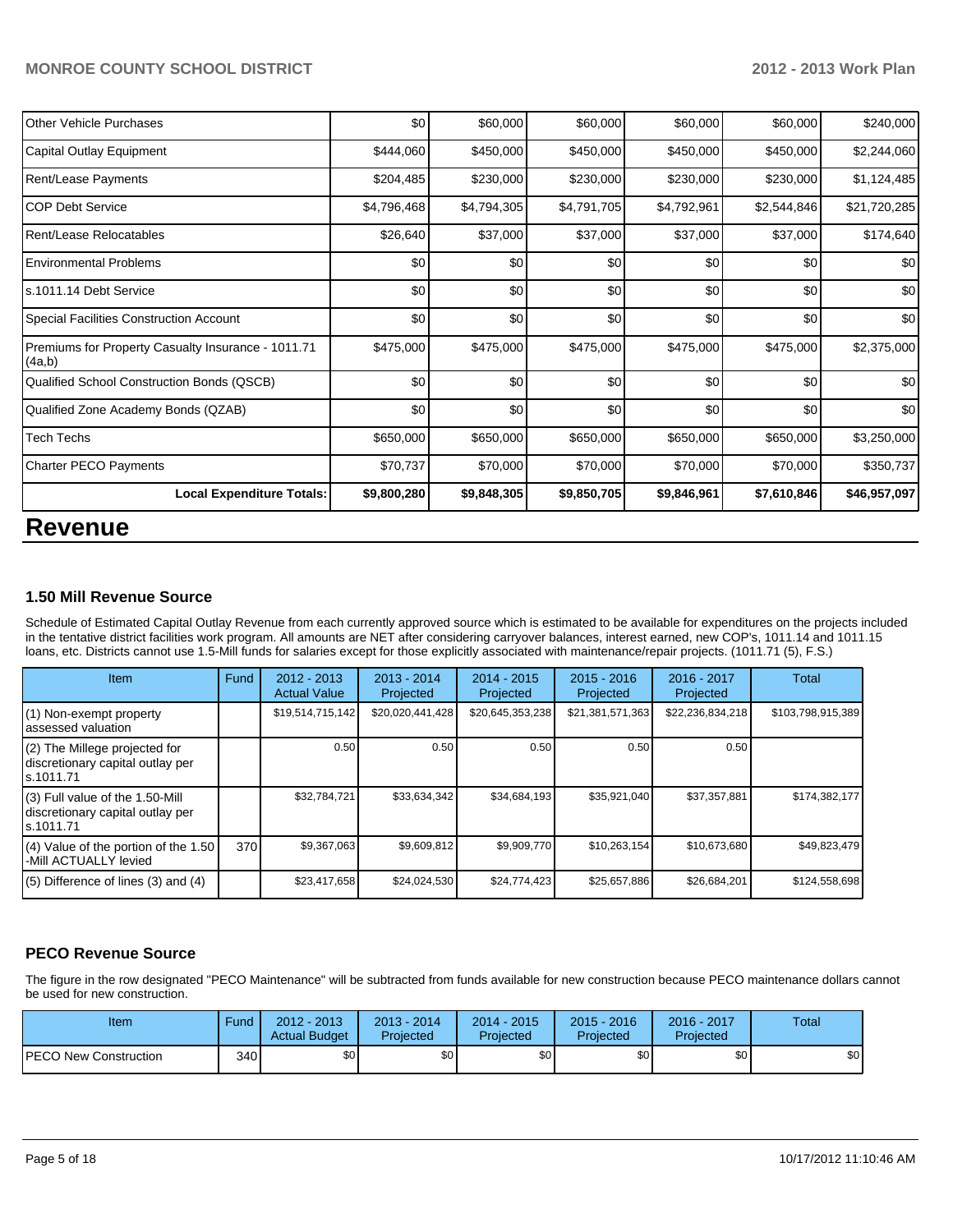| | | | | | | |
|---|---|---|---|---|---|---|
| Other Vehicle Purchases | $0 | $60,000 | $60,000 | $60,000 | $60,000 | $240,000 |
| Capital Outlay Equipment | $444,060 | $450,000 | $450,000 | $450,000 | $450,000 | $2,244,060 |
| Rent/Lease Payments | $204,485 | $230,000 | $230,000 | $230,000 | $230,000 | $1,124,485 |
| COP Debt Service | $4,796,468 | $4,794,305 | $4,791,705 | $4,792,961 | $2,544,846 | $21,720,285 |
| Rent/Lease Relocatables | $26,640 | $37,000 | $37,000 | $37,000 | $37,000 | $174,640 |
| Environmental Problems | $0 | $0 | $0 | $0 | $0 | $0 |
| s.1011.14 Debt Service | $0 | $0 | $0 | $0 | $0 | $0 |
| Special Facilities Construction Account | $0 | $0 | $0 | $0 | $0 | $0 |
| Premiums for Property Casualty Insurance - 1011.71 (4a,b) | $475,000 | $475,000 | $475,000 | $475,000 | $475,000 | $2,375,000 |
| Qualified School Construction Bonds (QSCB) | $0 | $0 | $0 | $0 | $0 | $0 |
| Qualified Zone Academy Bonds (QZAB) | $0 | $0 | $0 | $0 | $0 | $0 |
| Tech Techs | $650,000 | $650,000 | $650,000 | $650,000 | $650,000 | $3,250,000 |
| Charter PECO Payments | $70,737 | $70,000 | $70,000 | $70,000 | $70,000 | $350,737 |
| **Local Expenditure Totals:** | **$9,800,280** | **$9,848,305** | **$9,850,705** | **$9,846,961** | **$7,610,846** | **$46,957,097** |

# Revenue

### 1.50 Mill Revenue Source

Schedule of Estimated Capital Outlay Revenue from each currently approved source which is estimated to be available for expenditures on the projects included in the tentative district facilities work program. All amounts are NET after considering carryover balances, interest earned, new COP's, 1011.14 and 1011.15 loans, etc. Districts cannot use 1.5-Mill funds for salaries except for those explicitly associated with maintenance/repair projects. (1011.71 (5), F.S.)

| Item | Fund | 2012 - 2013 Actual Value | 2013 - 2014 Projected | 2014 - 2015 Projected | 2015 - 2016 Projected | 2016 - 2017 Projected | Total |
|---|---|---|---|---|---|---|---|
| (1) Non-exempt property assessed valuation | | $19,514,715,142 | $20,020,441,428 | $20,645,353,238 | $21,381,571,363 | $22,236,834,218 | $103,798,915,389 |
| (2) The Millege projected for discretionary capital outlay per s.1011.71 | | 0.50 | 0.50 | 0.50 | 0.50 | 0.50 | |
| (3) Full value of the 1.50-Mill discretionary capital outlay per s.1011.71 | | $32,784,721 | $33,634,342 | $34,684,193 | $35,921,040 | $37,357,881 | $174,382,177 |
| (4) Value of the portion of the 1.50 -Mill ACTUALLY levied | 370 | $9,367,063 | $9,609,812 | $9,909,770 | $10,263,154 | $10,673,680 | $49,823,479 |
| (5) Difference of lines (3) and (4) | | $23,417,658 | $24,024,530 | $24,774,423 | $25,657,886 | $26,684,201 | $124,558,698 |

### PECO Revenue Source

The figure in the row designated "PECO Maintenance" will be subtracted from funds available for new construction because PECO maintenance dollars cannot be used for new construction.

| Item | Fund | 2012 - 2013 Actual Budget | 2013 - 2014 Projected | 2014 - 2015 Projected | 2015 - 2016 Projected | 2016 - 2017 Projected | Total |
|---|---|---|---|---|---|---|---|
| PECO New Construction | 340 | $0 | $0 | $0 | $0 | $0 | $0 |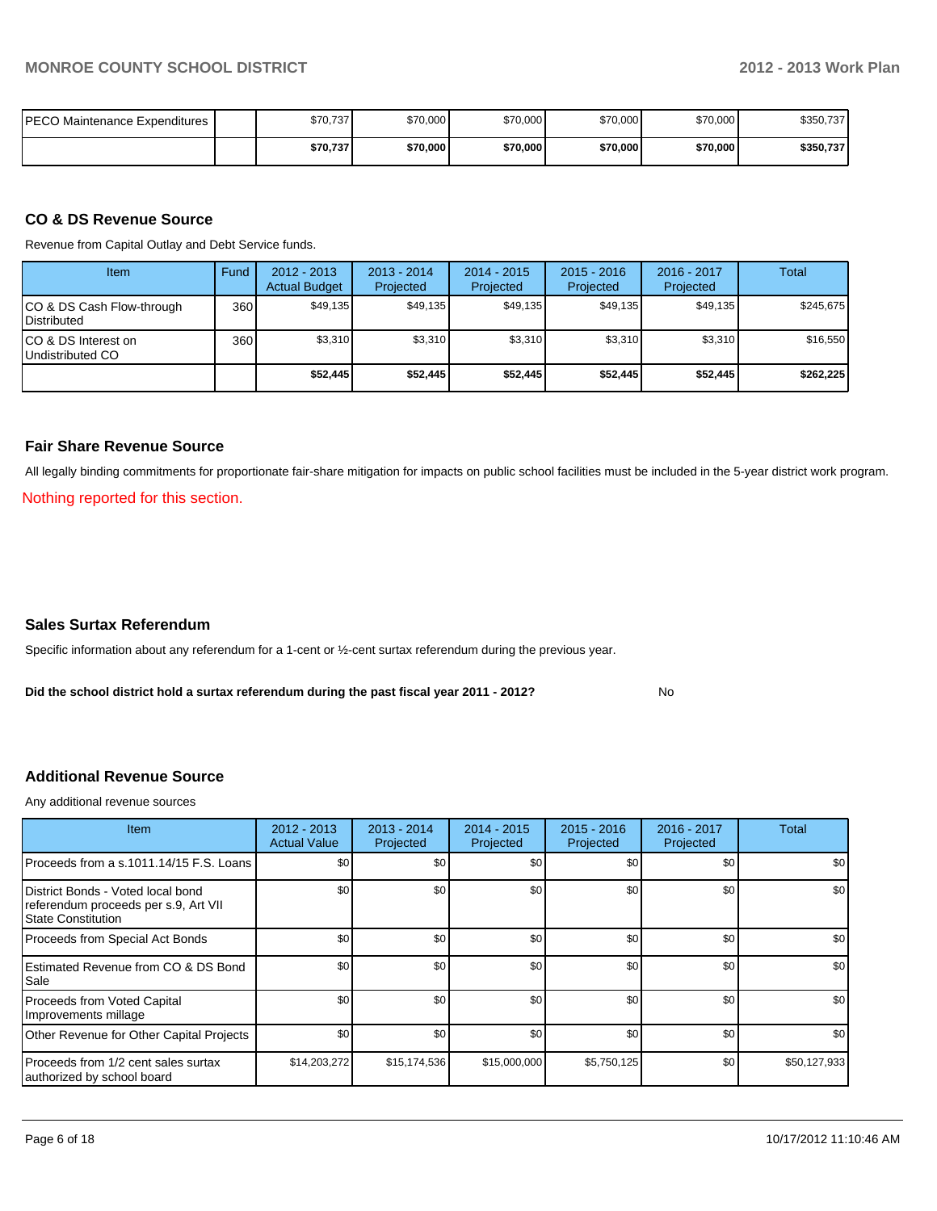| PECO Maintenance Expenditures | | $70,737 | $70,000 | $70,000 | $70,000 | $70,000 | $350,737 |
|---|---|---|---|---|---|---|---|
| | | **$70,737** | **$70,000** | **$70,000** | **$70,000** | **$70,000** | **$350,737** |

## CO & DS Revenue Source

Revenue from Capital Outlay and Debt Service funds.

| Item | Fund | 2012 - 2013 Actual Budget | 2013 - 2014 Projected | 2014 - 2015 Projected | 2015 - 2016 Projected | 2016 - 2017 Projected | Total |
|---|---|---|---|---|---|---|---|
| CO & DS Cash Flow-through Distributed | 360 | $49,135 | $49,135 | $49,135 | $49,135 | $49,135 | $245,675 |
| CO & DS Interest on Undistributed CO | 360 | $3,310 | $3,310 | $3,310 | $3,310 | $3,310 | $16,550 |
| | | **$52,445** | **$52,445** | **$52,445** | **$52,445** | **$52,445** | **$262,225** |

## Fair Share Revenue Source

All legally binding commitments for proportionate fair-share mitigation for impacts on public school facilities must be included in the 5-year district work program.

Nothing reported for this section.

## Sales Surtax Referendum

Specific information about any referendum for a 1-cent or ½-cent surtax referendum during the previous year.

**Did the school district hold a surtax referendum during the past fiscal year 2011 - 2012?** No

## Additional Revenue Source

Any additional revenue sources

| Item | 2012 - 2013 Actual Value | 2013 - 2014 Projected | 2014 - 2015 Projected | 2015 - 2016 Projected | 2016 - 2017 Projected | Total |
|---|---|---|---|---|---|---|
| Proceeds from a s.1011.14/15 F.S. Loans | $0 | $0 | $0 | $0 | $0 | $0 |
| District Bonds - Voted local bond referendum proceeds per s.9, Art VII State Constitution | $0 | $0 | $0 | $0 | $0 | $0 |
| Proceeds from Special Act Bonds | $0 | $0 | $0 | $0 | $0 | $0 |
| Estimated Revenue from CO & DS Bond Sale | $0 | $0 | $0 | $0 | $0 | $0 |
| Proceeds from Voted Capital Improvements millage | $0 | $0 | $0 | $0 | $0 | $0 |
| Other Revenue for Other Capital Projects | $0 | $0 | $0 | $0 | $0 | $0 |
| Proceeds from 1/2 cent sales surtax authorized by school board | $14,203,272 | $15,174,536 | $15,000,000 | $5,750,125 | $0 | $50,127,933 |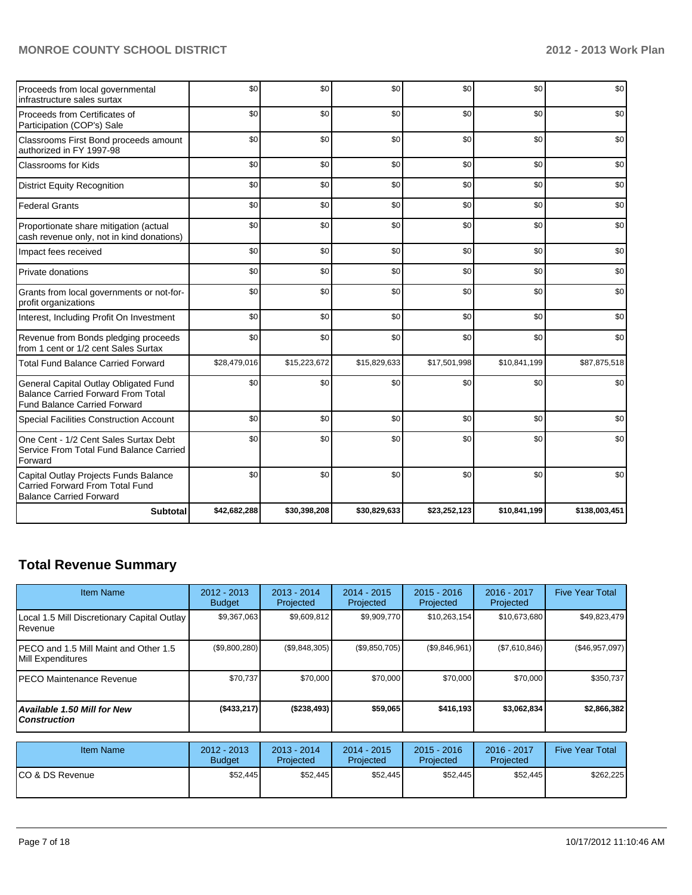| | | | | | | |
|---|---|---|---|---|---|---|
| Proceeds from local governmental infrastructure sales surtax | $0 | $0 | $0 | $0 | $0 | $0 |
| Proceeds from Certificates of Participation (COP's) Sale | $0 | $0 | $0 | $0 | $0 | $0 |
| Classrooms First Bond proceeds amount authorized in FY 1997-98 | $0 | $0 | $0 | $0 | $0 | $0 |
| Classrooms for Kids | $0 | $0 | $0 | $0 | $0 | $0 |
| District Equity Recognition | $0 | $0 | $0 | $0 | $0 | $0 |
| Federal Grants | $0 | $0 | $0 | $0 | $0 | $0 |
| Proportionate share mitigation (actual cash revenue only, not in kind donations) | $0 | $0 | $0 | $0 | $0 | $0 |
| Impact fees received | $0 | $0 | $0 | $0 | $0 | $0 |
| Private donations | $0 | $0 | $0 | $0 | $0 | $0 |
| Grants from local governments or not-for-profit organizations | $0 | $0 | $0 | $0 | $0 | $0 |
| Interest, Including Profit On Investment | $0 | $0 | $0 | $0 | $0 | $0 |
| Revenue from Bonds pledging proceeds from 1 cent or 1/2 cent Sales Surtax | $0 | $0 | $0 | $0 | $0 | $0 |
| Total Fund Balance Carried Forward | $28,479,016 | $15,223,672 | $15,829,633 | $17,501,998 | $10,841,199 | $87,875,518 |
| General Capital Outlay Obligated Fund Balance Carried Forward From Total Fund Balance Carried Forward | $0 | $0 | $0 | $0 | $0 | $0 |
| Special Facilities Construction Account | $0 | $0 | $0 | $0 | $0 | $0 |
| One Cent - 1/2 Cent Sales Surtax Debt Service From Total Fund Balance Carried Forward | $0 | $0 | $0 | $0 | $0 | $0 |
| Capital Outlay Projects Funds Balance Carried Forward From Total Fund Balance Carried Forward | $0 | $0 | $0 | $0 | $0 | $0 |
| **Subtotal** | **$42,682,288** | **$30,398,208** | **$30,829,633** | **$23,252,123** | **$10,841,199** | **$138,003,451** |

## Total Revenue Summary

| Item Name | 2012 - 2013 Budget | 2013 - 2014 Projected | 2014 - 2015 Projected | 2015 - 2016 Projected | 2016 - 2017 Projected | Five Year Total |
|---|---|---|---|---|---|---|
| Local 1.5 Mill Discretionary Capital Outlay Revenue | $9,367,063 | $9,609,812 | $9,909,770 | $10,263,154 | $10,673,680 | $49,823,479 |
| PECO and 1.5 Mill Maint and Other 1.5 Mill Expenditures | ($9,800,280) | ($9,848,305) | ($9,850,705) | ($9,846,961) | ($7,610,846) | ($46,957,097) |
| PECO Maintenance Revenue | $70,737 | $70,000 | $70,000 | $70,000 | $70,000 | $350,737 |
| ***Available 1.50 Mill for New Construction*** | **($433,217)** | **($238,493)** | **$59,065** | **$416,193** | **$3,062,834** | **$2,866,382** |

| Item Name | 2012 - 2013 Budget | 2013 - 2014 Projected | 2014 - 2015 Projected | 2015 - 2016 Projected | 2016 - 2017 Projected | Five Year Total |
|---|---|---|---|---|---|---|
| CO & DS Revenue | $52,445 | $52,445 | $52,445 | $52,445 | $52,445 | $262,225 |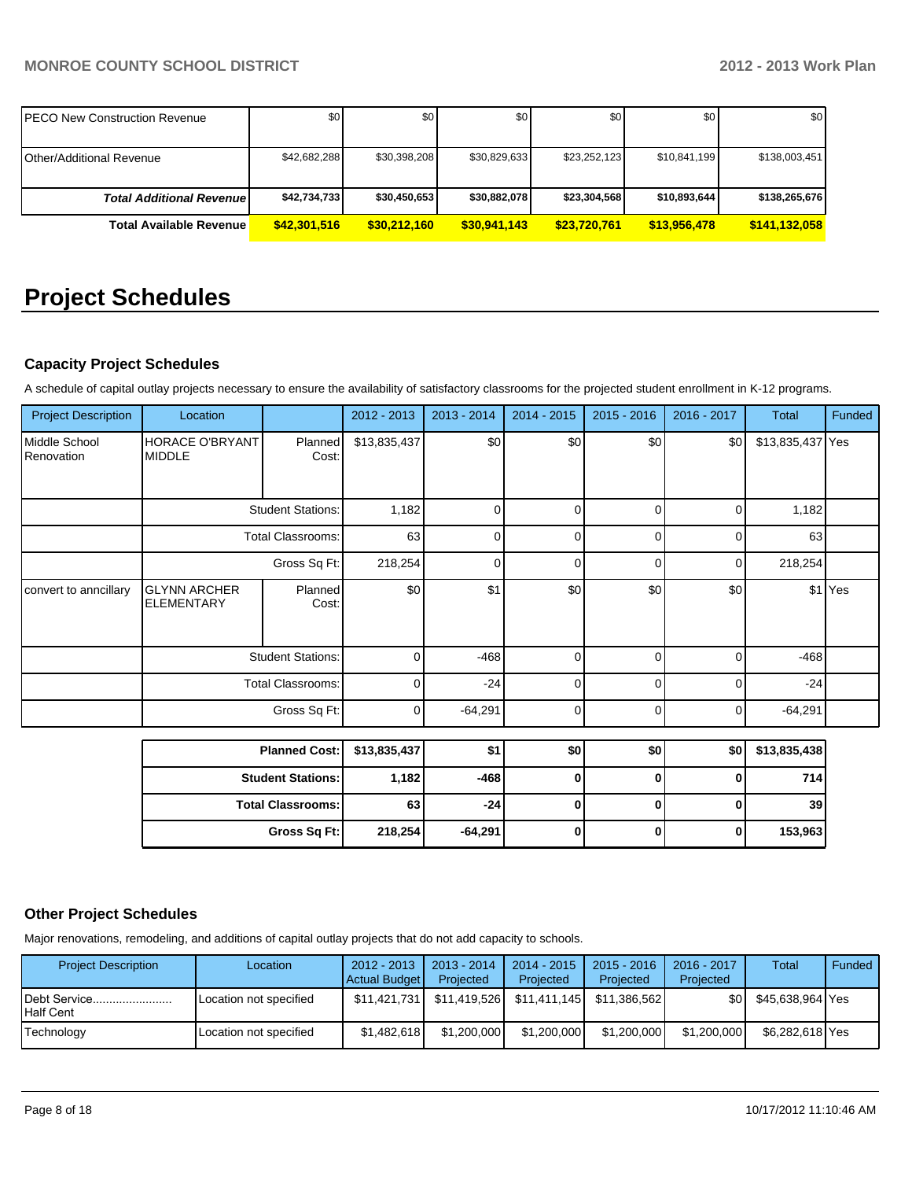| | | | | | | |
|---|---|---|---|---|---|---|
| PECO New Construction Revenue | $0 | $0 | $0 | $0 | $0 | $0 |
| Other/Additional Revenue | $42,682,288 | $30,398,208 | $30,829,633 | $23,252,123 | $10,841,199 | $138,003,451 |
| ***Total Additional Revenue*** | **$42,734,733** | **$30,450,653** | **$30,882,078** | **$23,304,568** | **$10,893,644** | **$138,265,676** |
| **Total Available Revenue** | **$42,301,516** | **$30,212,160** | **$30,941,143** | **$23,720,761** | **$13,956,478** | **$141,132,058** |

# Project Schedules

### Capacity Project Schedules

A schedule of capital outlay projects necessary to ensure the availability of satisfactory classrooms for the projected student enrollment in K-12 programs.

| Project Description | Location | | 2012 - 2013 | 2013 - 2014 | 2014 - 2015 | 2015 - 2016 | 2016 - 2017 | Total | Funded |
|---|---|---|---|---|---|---|---|---|---|
| Middle School Renovation | HORACE O'BRYANT MIDDLE | Planned Cost: | $13,835,437 | $0 | $0 | $0 | $0 | $13,835,437 | Yes |
| | Student Stations: | | 1,182 | 0 | 0 | 0 | 0 | 1,182 | |
| | Total Classrooms: | | 63 | 0 | 0 | 0 | 0 | 63 | |
| | Gross Sq Ft: | | 218,254 | 0 | 0 | 0 | 0 | 218,254 | |
| convert to anncillary | GLYNN ARCHER ELEMENTARY | Planned Cost: | $0 | $1 | $0 | $0 | $0 | $1 | Yes |
| | Student Stations: | | 0 | -468 | 0 | 0 | 0 | -468 | |
| | Total Classrooms: | | 0 | -24 | 0 | 0 | 0 | -24 | |
| | Gross Sq Ft: | | 0 | -64,291 | 0 | 0 | 0 | -64,291 | |

| | 2012 - 2013 | 2013 - 2014 | 2014 - 2015 | 2015 - 2016 | 2016 - 2017 | Total |
|---|---|---|---|---|---|---|
| **Planned Cost:** | **$13,835,437** | **$1** | **$0** | **$0** | **$0** | **$13,835,438** |
| **Student Stations:** | **1,182** | **-468** | **0** | **0** | **0** | **714** |
| **Total Classrooms:** | **63** | **-24** | **0** | **0** | **0** | **39** |
| **Gross Sq Ft:** | **218,254** | **-64,291** | **0** | **0** | **0** | **153,963** |

### Other Project Schedules

Major renovations, remodeling, and additions of capital outlay projects that do not add capacity to schools.

| Project Description | Location | 2012 - 2013 Actual Budget | 2013 - 2014 Projected | 2014 - 2015 Projected | 2015 - 2016 Projected | 2016 - 2017 Projected | Total | Funded |
|---|---|---|---|---|---|---|---|---|
| Debt Service........................ Half Cent | Location not specified | $11,421,731 | $11,419,526 | $11,411,145 | $11,386,562 | $0 | $45,638,964 | Yes |
| Technology | Location not specified | $1,482,618 | $1,200,000 | $1,200,000 | $1,200,000 | $1,200,000 | $6,282,618 | Yes |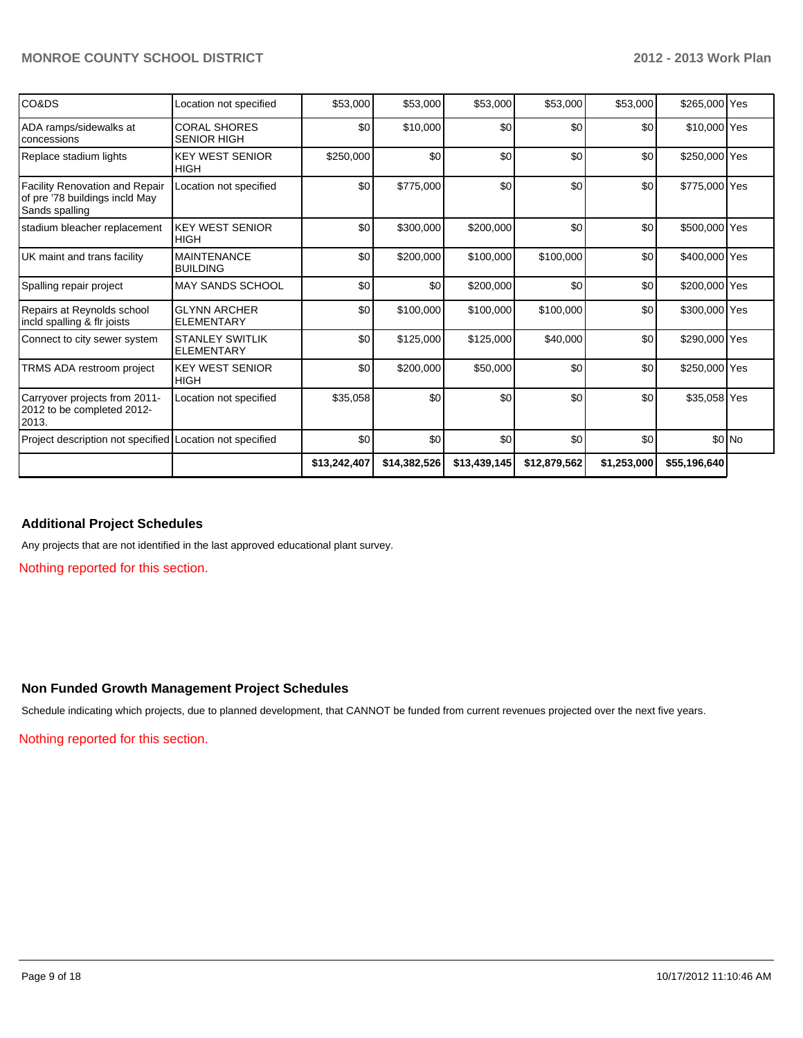| | | | | | | | | |
|---|---|---|---|---|---|---|---|---|
| CO&DS | Location not specified | $53,000 | $53,000 | $53,000 | $53,000 | $53,000 | $265,000 | Yes |
| ADA ramps/sidewalks at concessions | CORAL SHORES SENIOR HIGH | $0 | $10,000 | $0 | $0 | $0 | $10,000 | Yes |
| Replace stadium lights | KEY WEST SENIOR HIGH | $250,000 | $0 | $0 | $0 | $0 | $250,000 | Yes |
| Facility Renovation and Repair of pre '78 buildings incld May Sands spalling | Location not specified | $0 | $775,000 | $0 | $0 | $0 | $775,000 | Yes |
| stadium bleacher replacement | KEY WEST SENIOR HIGH | $0 | $300,000 | $200,000 | $0 | $0 | $500,000 | Yes |
| UK maint and trans facility | MAINTENANCE BUILDING | $0 | $200,000 | $100,000 | $100,000 | $0 | $400,000 | Yes |
| Spalling repair project | MAY SANDS SCHOOL | $0 | $0 | $200,000 | $0 | $0 | $200,000 | Yes |
| Repairs at Reynolds school incld spalling & flr joists | GLYNN ARCHER ELEMENTARY | $0 | $100,000 | $100,000 | $100,000 | $0 | $300,000 | Yes |
| Connect to city sewer system | STANLEY SWITLIK ELEMENTARY | $0 | $125,000 | $125,000 | $40,000 | $0 | $290,000 | Yes |
| TRMS ADA restroom project | KEY WEST SENIOR HIGH | $0 | $200,000 | $50,000 | $0 | $0 | $250,000 | Yes |
| Carryover projects from 2011-2012 to be completed 2012-2013. | Location not specified | $35,058 | $0 | $0 | $0 | $0 | $35,058 | Yes |
| Project description not specified | Location not specified | $0 | $0 | $0 | $0 | $0 | $0 | No |
| | | $13,242,407 | $14,382,526 | $13,439,145 | $12,879,562 | $1,253,000 | $55,196,640 | |

## Additional Project Schedules

Any projects that are not identified in the last approved educational plant survey.

Nothing reported for this section.

## Non Funded Growth Management Project Schedules

Schedule indicating which projects, due to planned development, that CANNOT be funded from current revenues projected over the next five years.

Nothing reported for this section.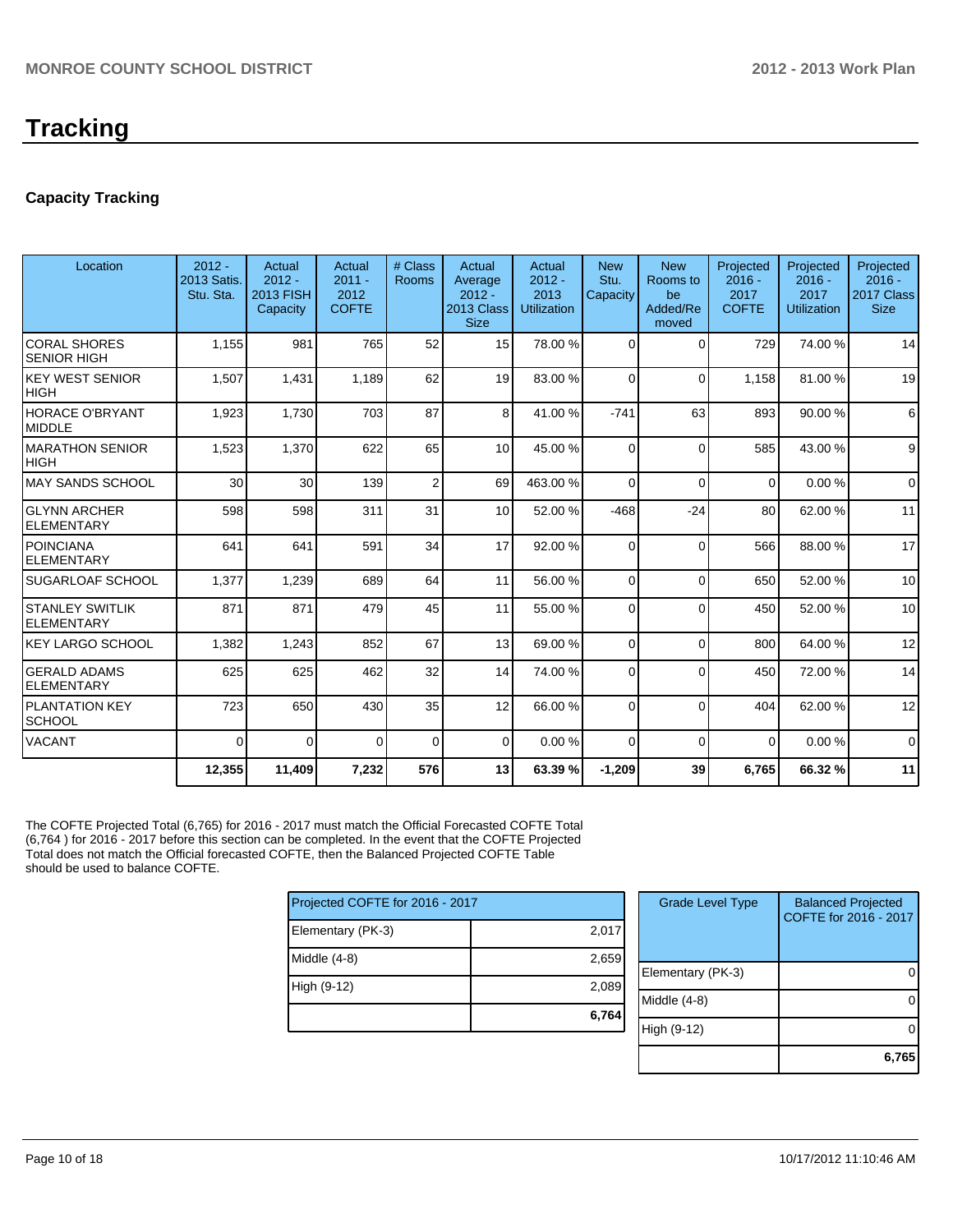# Tracking

## Capacity Tracking

| Location | 2012 - 2013 Satis. Stu. Sta. | Actual 2012 - 2013 FISH Capacity | Actual 2011 - 2012 COFTE | # Class Rooms | Actual Average 2012 - 2013 Class Size | Actual 2012 - 2013 Utilization | New Stu. Capacity | New Rooms to be Added/Removed | Projected 2016 - 2017 COFTE | Projected 2016 - 2017 Utilization | Projected 2016 - 2017 Class Size |
|---|---|---|---|---|---|---|---|---|---|---|---|
| CORAL SHORES SENIOR HIGH | 1,155 | 981 | 765 | 52 | 15 | 78.00 % | 0 | 0 | 729 | 74.00 % | 14 |
| KEY WEST SENIOR HIGH | 1,507 | 1,431 | 1,189 | 62 | 19 | 83.00 % | 0 | 0 | 1,158 | 81.00 % | 19 |
| HORACE O'BRYANT MIDDLE | 1,923 | 1,730 | 703 | 87 | 8 | 41.00 % | -741 | 63 | 893 | 90.00 % | 6 |
| MARATHON SENIOR HIGH | 1,523 | 1,370 | 622 | 65 | 10 | 45.00 % | 0 | 0 | 585 | 43.00 % | 9 |
| MAY SANDS SCHOOL | 30 | 30 | 139 | 2 | 69 | 463.00 % | 0 | 0 | 0 | 0.00 % | 0 |
| GLYNN ARCHER ELEMENTARY | 598 | 598 | 311 | 31 | 10 | 52.00 % | -468 | -24 | 80 | 62.00 % | 11 |
| POINCIANA ELEMENTARY | 641 | 641 | 591 | 34 | 17 | 92.00 % | 0 | 0 | 566 | 88.00 % | 17 |
| SUGARLOAF SCHOOL | 1,377 | 1,239 | 689 | 64 | 11 | 56.00 % | 0 | 0 | 650 | 52.00 % | 10 |
| STANLEY SWITLIK ELEMENTARY | 871 | 871 | 479 | 45 | 11 | 55.00 % | 0 | 0 | 450 | 52.00 % | 10 |
| KEY LARGO SCHOOL | 1,382 | 1,243 | 852 | 67 | 13 | 69.00 % | 0 | 0 | 800 | 64.00 % | 12 |
| GERALD ADAMS ELEMENTARY | 625 | 625 | 462 | 32 | 14 | 74.00 % | 0 | 0 | 450 | 72.00 % | 14 |
| PLANTATION KEY SCHOOL | 723 | 650 | 430 | 35 | 12 | 66.00 % | 0 | 0 | 404 | 62.00 % | 12 |
| VACANT | 0 | 0 | 0 | 0 | 0 | 0.00 % | 0 | 0 | 0 | 0.00 % | 0 |
| | **12,355** | **11,409** | **7,232** | **576** | **13** | **63.39 %** | **-1,209** | **39** | **6,765** | **66.32 %** | **11** |

The COFTE Projected Total (6,765) for 2016 - 2017 must match the Official Forecasted COFTE Total (6,764 ) for 2016 - 2017 before this section can be completed. In the event that the COFTE Projected Total does not match the Official forecasted COFTE, then the Balanced Projected COFTE Table should be used to balance COFTE.

| Projected COFTE for 2016 - 2017 | |
|---|---|
| Elementary (PK-3) | 2,017 |
| Middle (4-8) | 2,659 |
| High (9-12) | 2,089 |
| | **6,764** |

| Grade Level Type | Balanced Projected COFTE for 2016 - 2017 |
|---|---|
| Elementary (PK-3) | 0 |
| Middle (4-8) | 0 |
| High (9-12) | 0 |
| | **6,765** |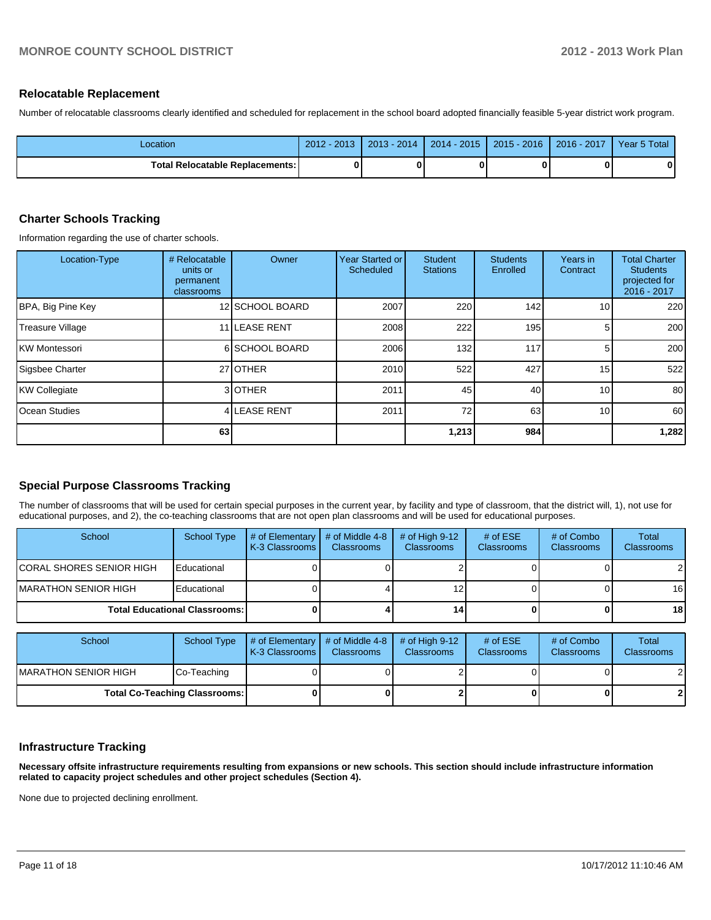## Relocatable Replacement

Number of relocatable classrooms clearly identified and scheduled for replacement in the school board adopted financially feasible 5-year district work program.

| Location | 2012 - 2013 | 2013 - 2014 | 2014 - 2015 | 2015 - 2016 | 2016 - 2017 | Year 5 Total |
|---|---|---|---|---|---|---|
| **Total Relocatable Replacements:** | **0** | **0** | **0** | **0** | **0** | **0** |

## Charter Schools Tracking

Information regarding the use of charter schools.

| Location-Type | # Relocatable units or permanent classrooms | Owner | Year Started or Scheduled | Student Stations | Students Enrolled | Years in Contract | Total Charter Students projected for 2016 - 2017 |
|---|---|---|---|---|---|---|---|
| BPA, Big Pine Key | 12 | SCHOOL BOARD | 2007 | 220 | 142 | 10 | 220 |
| Treasure Village | 11 | LEASE RENT | 2008 | 222 | 195 | 5 | 200 |
| KW Montessori | 6 | SCHOOL BOARD | 2006 | 132 | 117 | 5 | 200 |
| Sigsbee Charter | 27 | OTHER | 2010 | 522 | 427 | 15 | 522 |
| KW Collegiate | 3 | OTHER | 2011 | 45 | 40 | 10 | 80 |
| Ocean Studies | 4 | LEASE RENT | 2011 | 72 | 63 | 10 | 60 |
| | **63** | | | **1,213** | **984** | | **1,282** |

## Special Purpose Classrooms Tracking

The number of classrooms that will be used for certain special purposes in the current year, by facility and type of classroom, that the district will, 1), not use for educational purposes, and 2), the co-teaching classrooms that are not open plan classrooms and will be used for educational purposes.

| School | School Type | # of Elementary K-3 Classrooms | # of Middle 4-8 Classrooms | # of High 9-12 Classrooms | # of ESE Classrooms | # of Combo Classrooms | Total Classrooms |
|---|---|---|---|---|---|---|---|
| CORAL SHORES SENIOR HIGH | Educational | 0 | 0 | 2 | 0 | 0 | 2 |
| MARATHON SENIOR HIGH | Educational | 0 | 4 | 12 | 0 | 0 | 16 |
| **Total Educational Classrooms:** | | **0** | **4** | **14** | **0** | **0** | **18** |

| School | School Type | # of Elementary K-3 Classrooms | # of Middle 4-8 Classrooms | # of High 9-12 Classrooms | # of ESE Classrooms | # of Combo Classrooms | Total Classrooms |
|---|---|---|---|---|---|---|---|
| MARATHON SENIOR HIGH | Co-Teaching | 0 | 0 | 2 | 0 | 0 | 2 |
| **Total Co-Teaching Classrooms:** | | **0** | **0** | **2** | **0** | **0** | **2** |

## Infrastructure Tracking

**Necessary offsite infrastructure requirements resulting from expansions or new schools. This section should include infrastructure information related to capacity project schedules and other project schedules (Section 4).**

None due to projected declining enrollment.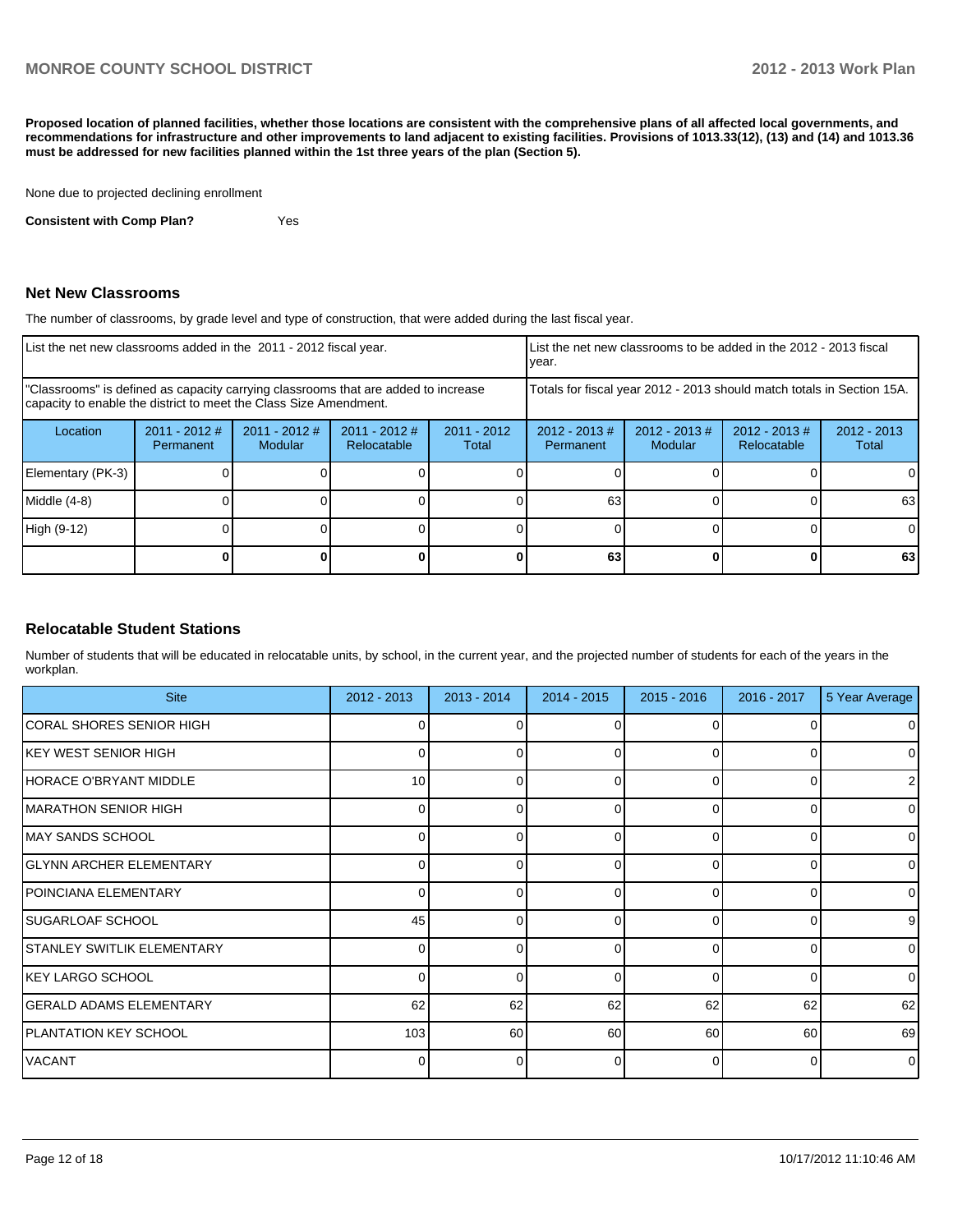**Proposed location of planned facilities, whether those locations are consistent with the comprehensive plans of all affected local governments, and recommendations for infrastructure and other improvements to land adjacent to existing facilities. Provisions of 1013.33(12), (13) and (14) and 1013.36 must be addressed for new facilities planned within the 1st three years of the plan (Section 5).**

None due to projected declining enrollment

**Consistent with Comp Plan?** Yes

## Net New Classrooms

The number of classrooms, by grade level and type of construction, that were added during the last fiscal year.

| List the net new classrooms added in the 2011 - 2012 fiscal year. | | | | | List the net new classrooms to be added in the 2012 - 2013 fiscal year. | | | |
|---|---|---|---|---|---|---|---|---|
| "Classrooms" is defined as capacity carrying classrooms that are added to increase capacity to enable the district to meet the Class Size Amendment. | | | | | Totals for fiscal year 2012 - 2013 should match totals in Section 15A. | | | |
| Location | 2011 - 2012 # Permanent | 2011 - 2012 # Modular | 2011 - 2012 # Relocatable | 2011 - 2012 Total | 2012 - 2013 # Permanent | 2012 - 2013 # Modular | 2012 - 2013 # Relocatable | 2012 - 2013 Total |
| Elementary (PK-3) | 0 | 0 | 0 | 0 | 0 | 0 | 0 | 0 |
| Middle (4-8) | 0 | 0 | 0 | 0 | 63 | 0 | 0 | 63 |
| High (9-12) | 0 | 0 | 0 | 0 | 0 | 0 | 0 | 0 |
| | **0** | **0** | **0** | **0** | **63** | **0** | **0** | **63** |

## Relocatable Student Stations

Number of students that will be educated in relocatable units, by school, in the current year, and the projected number of students for each of the years in the workplan.

| Site | 2012 - 2013 | 2013 - 2014 | 2014 - 2015 | 2015 - 2016 | 2016 - 2017 | 5 Year Average |
|---|---|---|---|---|---|---|
| CORAL SHORES SENIOR HIGH | 0 | 0 | 0 | 0 | 0 | 0 |
| KEY WEST SENIOR HIGH | 0 | 0 | 0 | 0 | 0 | 0 |
| HORACE O'BRYANT MIDDLE | 10 | 0 | 0 | 0 | 0 | 2 |
| MARATHON SENIOR HIGH | 0 | 0 | 0 | 0 | 0 | 0 |
| MAY SANDS SCHOOL | 0 | 0 | 0 | 0 | 0 | 0 |
| GLYNN ARCHER ELEMENTARY | 0 | 0 | 0 | 0 | 0 | 0 |
| POINCIANA ELEMENTARY | 0 | 0 | 0 | 0 | 0 | 0 |
| SUGARLOAF SCHOOL | 45 | 0 | 0 | 0 | 0 | 9 |
| STANLEY SWITLIK ELEMENTARY | 0 | 0 | 0 | 0 | 0 | 0 |
| KEY LARGO SCHOOL | 0 | 0 | 0 | 0 | 0 | 0 |
| GERALD ADAMS ELEMENTARY | 62 | 62 | 62 | 62 | 62 | 62 |
| PLANTATION KEY SCHOOL | 103 | 60 | 60 | 60 | 60 | 69 |
| VACANT | 0 | 0 | 0 | 0 | 0 | 0 |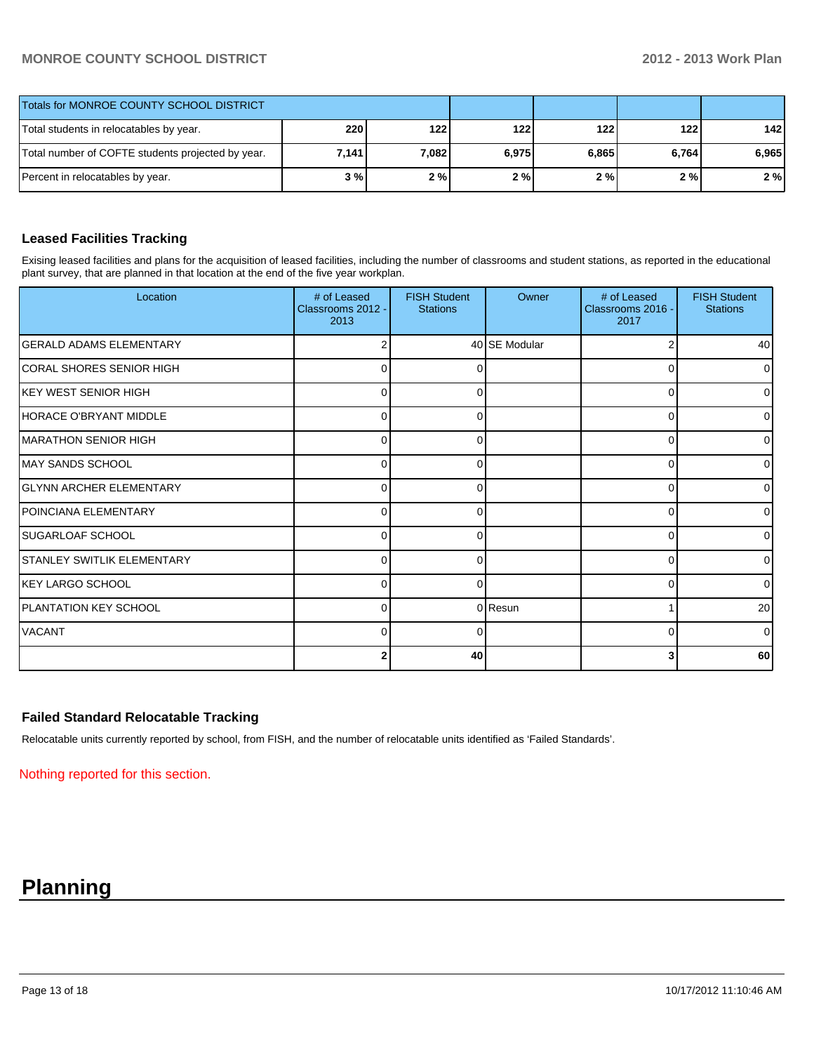| Totals for MONROE COUNTY SCHOOL DISTRICT | | | | | | |
|---|---|---|---|---|---|---|
| Total students in relocatables by year. | 220 | 122 | 122 | 122 | 122 | 142 |
| Total number of COFTE students projected by year. | 7,141 | 7,082 | 6,975 | 6,865 | 6,764 | 6,965 |
| Percent in relocatables by year. | 3 % | 2 % | 2 % | 2 % | 2 % | 2 % |

### Leased Facilities Tracking

Exising leased facilities and plans for the acquisition of leased facilities, including the number of classrooms and student stations, as reported in the educational plant survey, that are planned in that location at the end of the five year workplan.

| Location | # of Leased Classrooms 2012 - 2013 | FISH Student Stations | Owner | # of Leased Classrooms 2016 - 2017 | FISH Student Stations |
|---|---|---|---|---|---|
| GERALD ADAMS ELEMENTARY | 2 | 40 | SE Modular | 2 | 40 |
| CORAL SHORES SENIOR HIGH | 0 | 0 | | 0 | 0 |
| KEY WEST SENIOR HIGH | 0 | 0 | | 0 | 0 |
| HORACE O'BRYANT MIDDLE | 0 | 0 | | 0 | 0 |
| MARATHON SENIOR HIGH | 0 | 0 | | 0 | 0 |
| MAY SANDS SCHOOL | 0 | 0 | | 0 | 0 |
| GLYNN ARCHER ELEMENTARY | 0 | 0 | | 0 | 0 |
| POINCIANA ELEMENTARY | 0 | 0 | | 0 | 0 |
| SUGARLOAF SCHOOL | 0 | 0 | | 0 | 0 |
| STANLEY SWITLIK ELEMENTARY | 0 | 0 | | 0 | 0 |
| KEY LARGO SCHOOL | 0 | 0 | | 0 | 0 |
| PLANTATION KEY SCHOOL | 0 | 0 | Resun | 1 | 20 |
| VACANT | 0 | 0 | | 0 | 0 |
| | 2 | 40 | | 3 | 60 |

### Failed Standard Relocatable Tracking

Relocatable units currently reported by school, from FISH, and the number of relocatable units identified as 'Failed Standards'.

Nothing reported for this section.

# Planning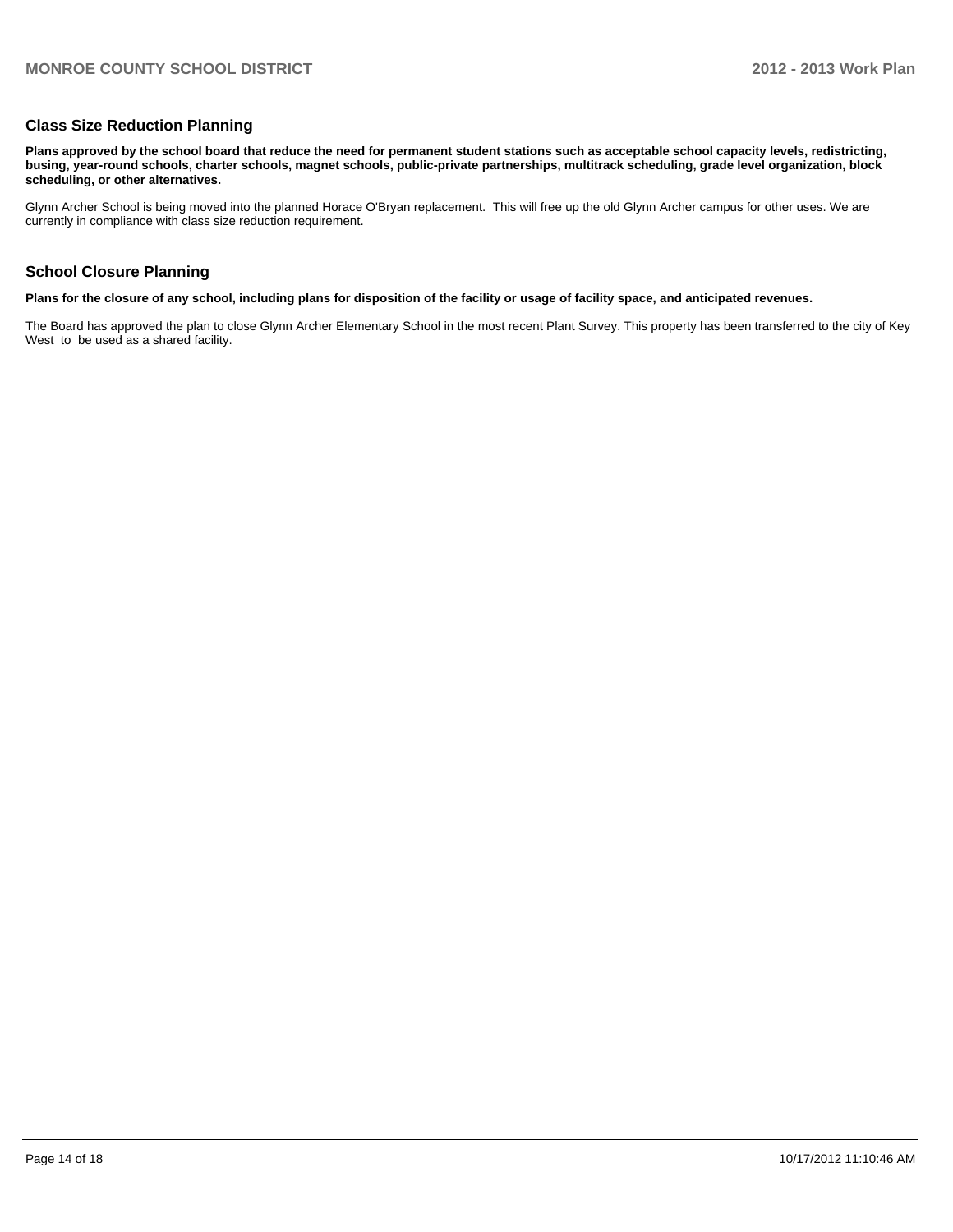## Class Size Reduction Planning

**Plans approved by the school board that reduce the need for permanent student stations such as acceptable school capacity levels, redistricting, busing, year-round schools, charter schools, magnet schools, public-private partnerships, multitrack scheduling, grade level organization, block scheduling, or other alternatives.**

Glynn Archer School is being moved into the planned Horace O'Bryan replacement. This will free up the old Glynn Archer campus for other uses. We are currently in compliance with class size reduction requirement.

## School Closure Planning

**Plans for the closure of any school, including plans for disposition of the facility or usage of facility space, and anticipated revenues.**

The Board has approved the plan to close Glynn Archer Elementary School in the most recent Plant Survey. This property has been transferred to the city of Key West to be used as a shared facility.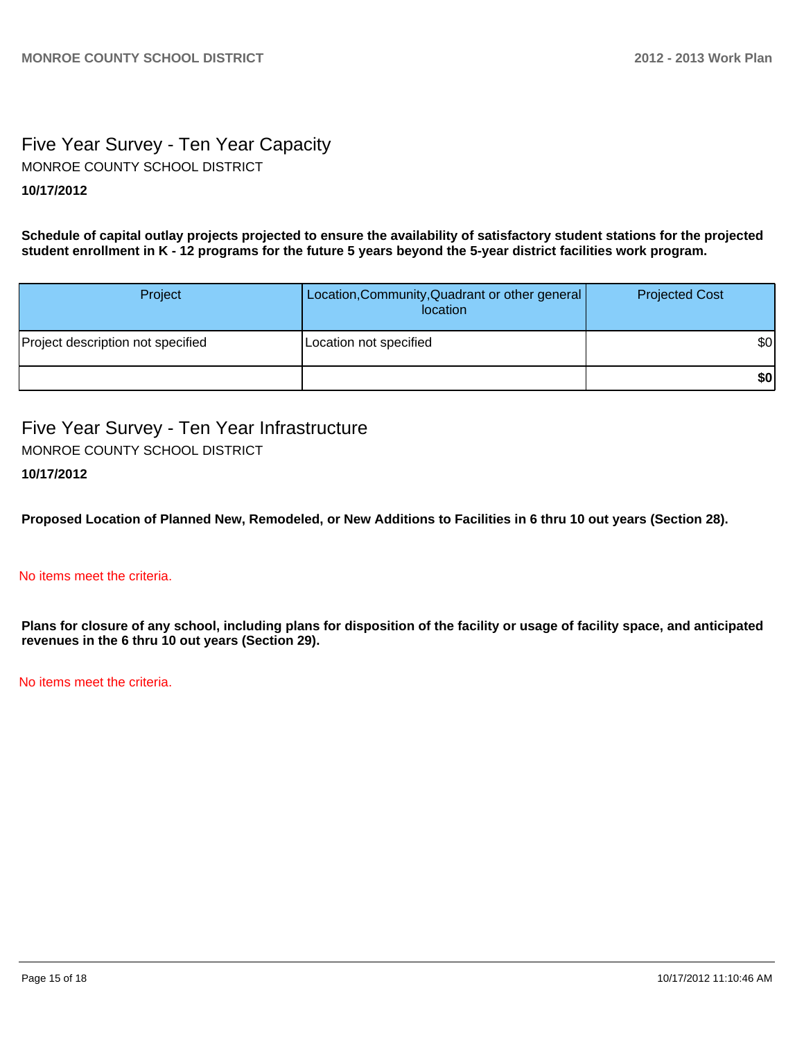# Five Year Survey - Ten Year Capacity

MONROE COUNTY SCHOOL DISTRICT

**10/17/2012**

**Schedule of capital outlay projects projected to ensure the availability of satisfactory student stations for the projected student enrollment in K - 12 programs for the future 5 years beyond the 5-year district facilities work program.**

| Project | Location,Community,Quadrant or other general location | Projected Cost |
|---|---|---|
| Project description not specified | Location not specified | $0 |
| | | **$0** |

# Five Year Survey - Ten Year Infrastructure

MONROE COUNTY SCHOOL DISTRICT

**10/17/2012**

**Proposed Location of Planned New, Remodeled, or New Additions to Facilities in 6 thru 10 out years (Section 28).**

No items meet the criteria.

**Plans for closure of any school, including plans for disposition of the facility or usage of facility space, and anticipated revenues in the 6 thru 10 out years (Section 29).**

No items meet the criteria.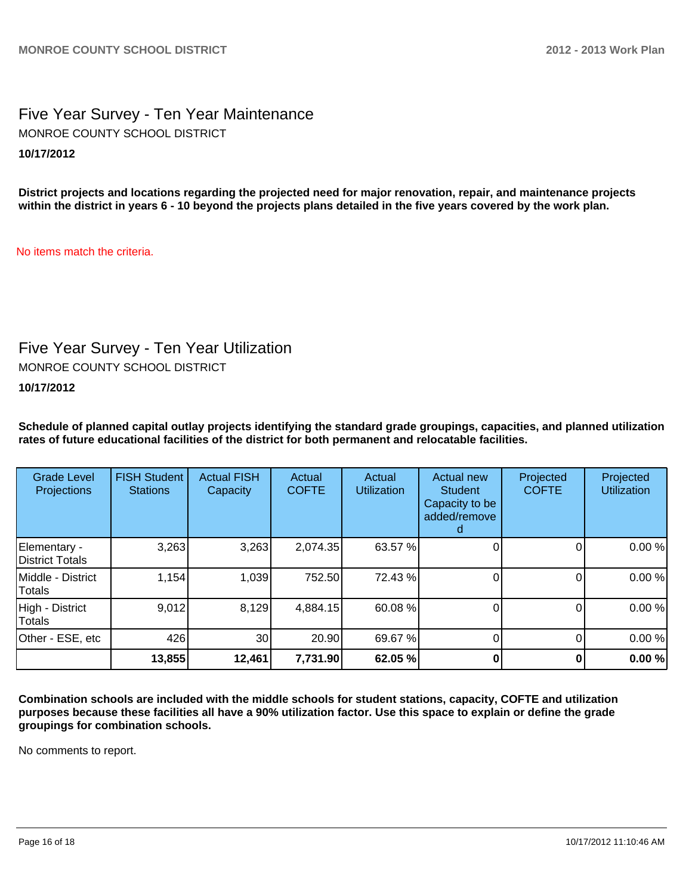## Five Year Survey - Ten Year Maintenance

MONROE COUNTY SCHOOL DISTRICT

**10/17/2012**

**District projects and locations regarding the projected need for major renovation, repair, and maintenance projects within the district in years 6 - 10 beyond the projects plans detailed in the five years covered by the work plan.**

No items match the criteria.

## Five Year Survey - Ten Year Utilization

MONROE COUNTY SCHOOL DISTRICT

**10/17/2012**

**Schedule of planned capital outlay projects identifying the standard grade groupings, capacities, and planned utilization rates of future educational facilities of the district for both permanent and relocatable facilities.**

| Grade Level Projections | FISH Student Stations | Actual FISH Capacity | Actual COFTE | Actual Utilization | Actual new Student Capacity to be added/removed | Projected COFTE | Projected Utilization |
|---|---|---|---|---|---|---|---|
| Elementary - District Totals | 3,263 | 3,263 | 2,074.35 | 63.57 % | 0 | 0 | 0.00 % |
| Middle - District Totals | 1,154 | 1,039 | 752.50 | 72.43 % | 0 | 0 | 0.00 % |
| High - District Totals | 9,012 | 8,129 | 4,884.15 | 60.08 % | 0 | 0 | 0.00 % |
| Other - ESE, etc | 426 | 30 | 20.90 | 69.67 % | 0 | 0 | 0.00 % |
| | **13,855** | **12,461** | **7,731.90** | **62.05 %** | **0** | **0** | **0.00 %** |

**Combination schools are included with the middle schools for student stations, capacity, COFTE and utilization purposes because these facilities all have a 90% utilization factor. Use this space to explain or define the grade groupings for combination schools.**

No comments to report.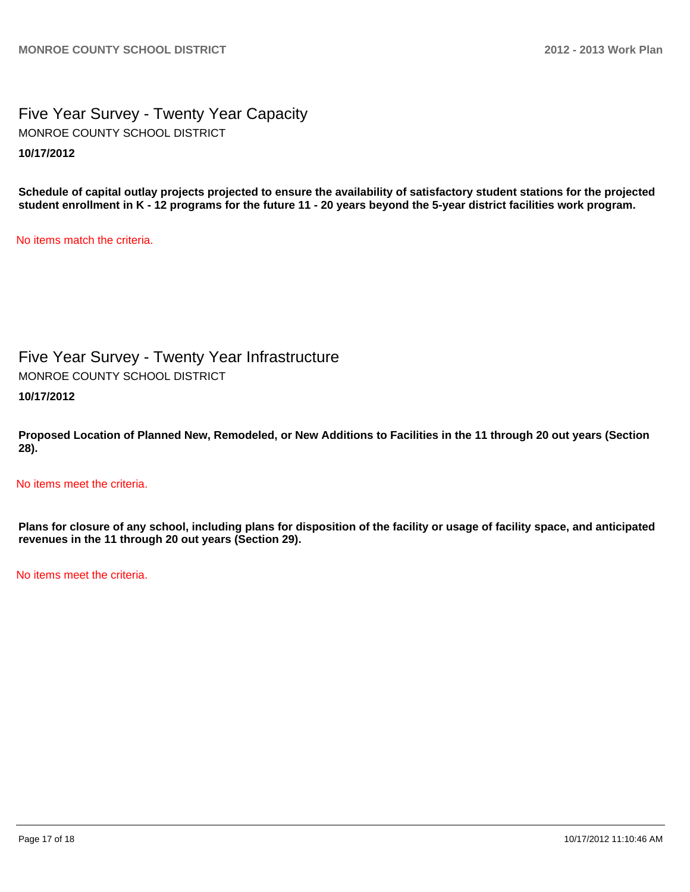# Five Year Survey - Twenty Year Capacity

MONROE COUNTY SCHOOL DISTRICT

**10/17/2012**

**Schedule of capital outlay projects projected to ensure the availability of satisfactory student stations for the projected student enrollment in K - 12 programs for the future 11 - 20 years beyond the 5-year district facilities work program.**

No items match the criteria.

# Five Year Survey - Twenty Year Infrastructure

MONROE COUNTY SCHOOL DISTRICT

**10/17/2012**

**Proposed Location of Planned New, Remodeled, or New Additions to Facilities in the 11 through 20 out years (Section 28).**

No items meet the criteria.

**Plans for closure of any school, including plans for disposition of the facility or usage of facility space, and anticipated revenues in the 11 through 20 out years (Section 29).**

No items meet the criteria.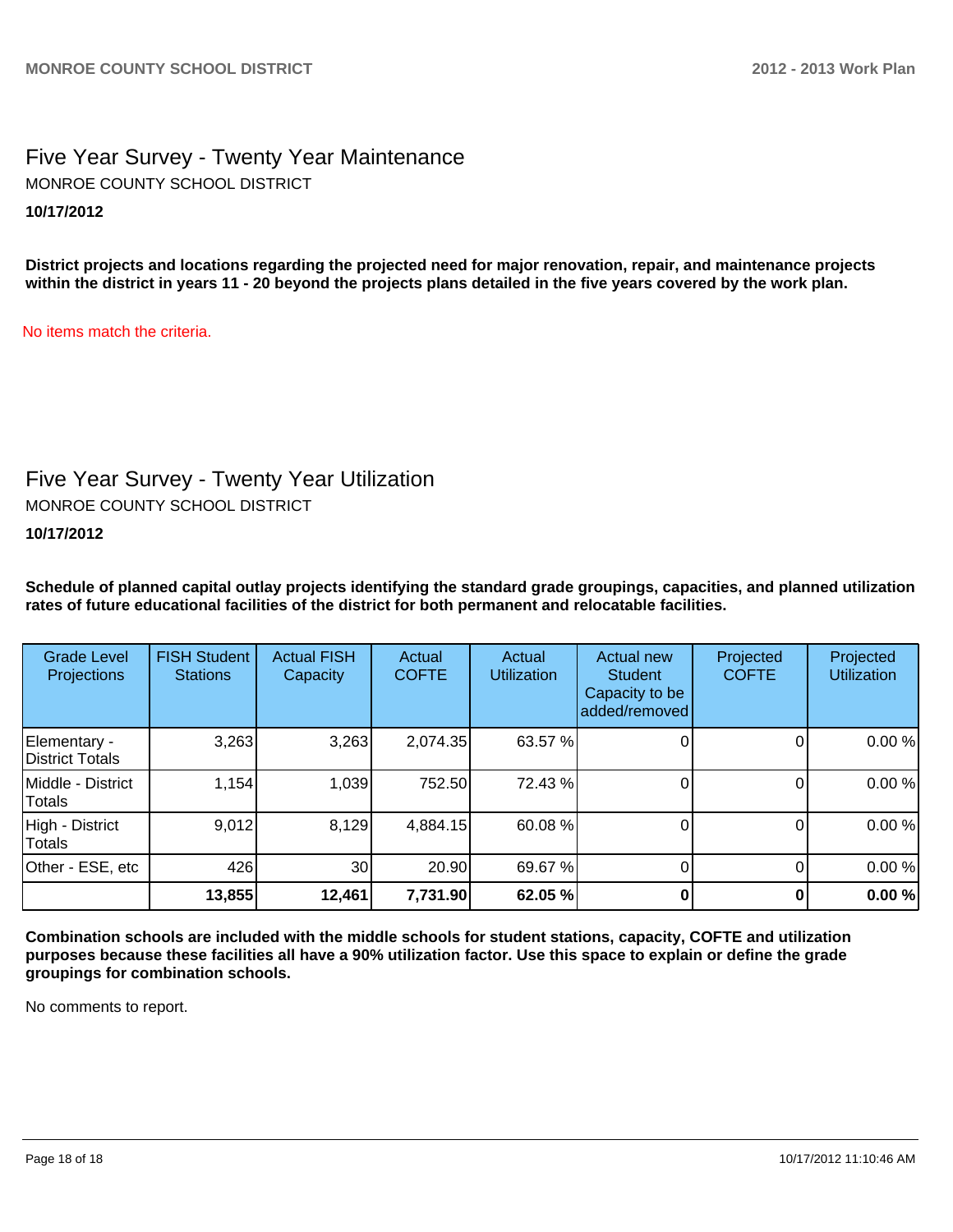# Five Year Survey - Twenty Year Maintenance

MONROE COUNTY SCHOOL DISTRICT

**10/17/2012**

**District projects and locations regarding the projected need for major renovation, repair, and maintenance projects within the district in years 11 - 20 beyond the projects plans detailed in the five years covered by the work plan.**

No items match the criteria.

# Five Year Survey - Twenty Year Utilization

MONROE COUNTY SCHOOL DISTRICT

**10/17/2012**

**Schedule of planned capital outlay projects identifying the standard grade groupings, capacities, and planned utilization rates of future educational facilities of the district for both permanent and relocatable facilities.**

| Grade Level Projections | FISH Student Stations | Actual FISH Capacity | Actual COFTE | Actual Utilization | Actual new Student Capacity to be added/removed | Projected COFTE | Projected Utilization |
|---|---|---|---|---|---|---|---|
| Elementary - District Totals | 3,263 | 3,263 | 2,074.35 | 63.57 % | 0 | 0 | 0.00 % |
| Middle - District Totals | 1,154 | 1,039 | 752.50 | 72.43 % | 0 | 0 | 0.00 % |
| High - District Totals | 9,012 | 8,129 | 4,884.15 | 60.08 % | 0 | 0 | 0.00 % |
| Other - ESE, etc | 426 | 30 | 20.90 | 69.67 % | 0 | 0 | 0.00 % |
| | **13,855** | **12,461** | **7,731.90** | **62.05 %** | **0** | **0** | **0.00 %** |

**Combination schools are included with the middle schools for student stations, capacity, COFTE and utilization purposes because these facilities all have a 90% utilization factor. Use this space to explain or define the grade groupings for combination schools.**

No comments to report.